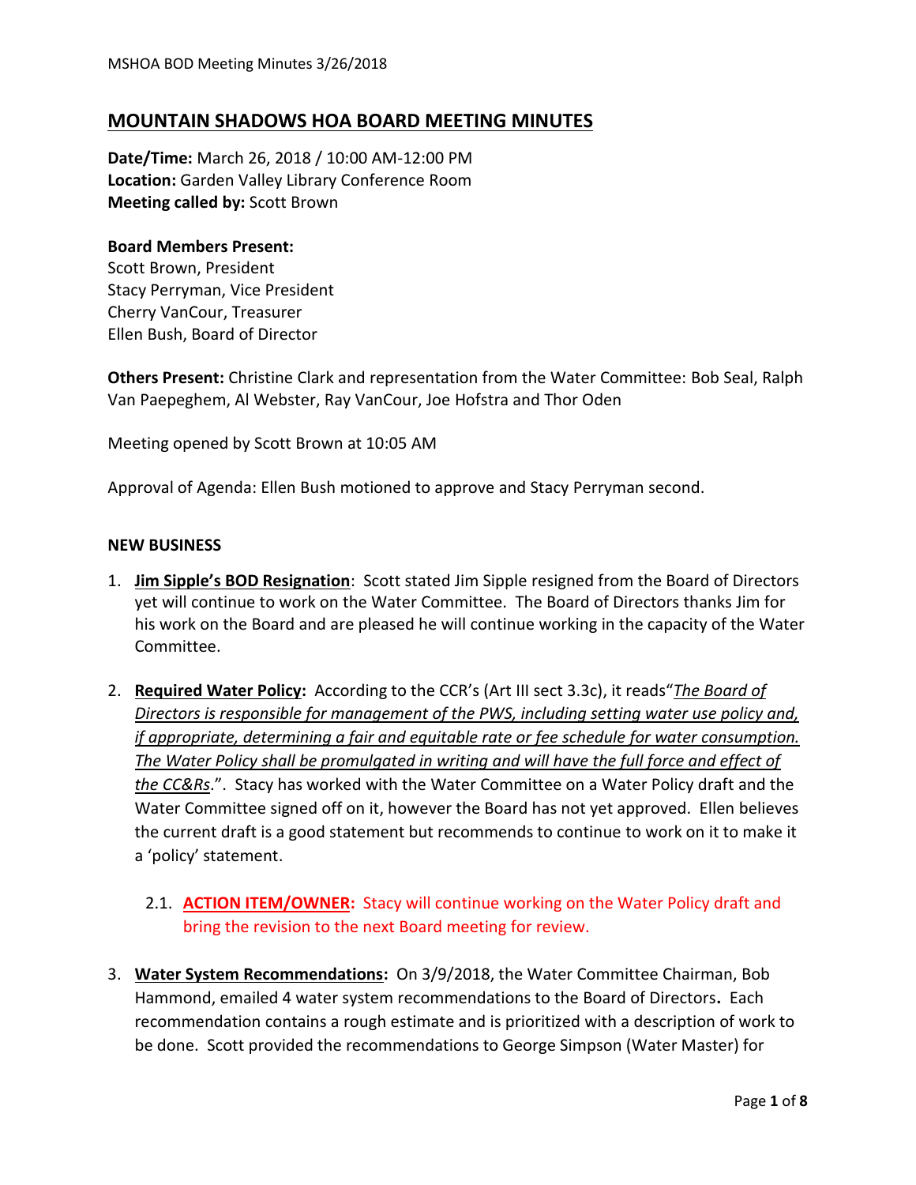# MOUNTAIN SHADOWS HOA BOARD MEETING MINUTES

**Date/Time:** March 26, 2018 / 10:00 AM-12:00 PM
**Location:** Garden Valley Library Conference Room
**Meeting called by:** Scott Brown

**Board Members Present:**
Scott Brown, President
Stacy Perryman, Vice President
Cherry VanCour, Treasurer
Ellen Bush, Board of Director

**Others Present:** Christine Clark and representation from the Water Committee: Bob Seal, Ralph Van Paepeghem, Al Webster, Ray VanCour, Joe Hofstra and Thor Oden

Meeting opened by Scott Brown at 10:05 AM

Approval of Agenda: Ellen Bush motioned to approve and Stacy Perryman second.

**NEW BUSINESS**

1. **Jim Sipple's BOD Resignation**: Scott stated Jim Sipple resigned from the Board of Directors yet will continue to work on the Water Committee. The Board of Directors thanks Jim for his work on the Board and are pleased he will continue working in the capacity of the Water Committee.

2. **Required Water Policy:** According to the CCR's (Art III sect 3.3c), it reads"*The Board of Directors is responsible for management of the PWS, including setting water use policy and, if appropriate, determining a fair and equitable rate or fee schedule for water consumption. The Water Policy shall be promulgated in writing and will have the full force and effect of the CC&Rs*.". Stacy has worked with the Water Committee on a Water Policy draft and the Water Committee signed off on it, however the Board has not yet approved. Ellen believes the current draft is a good statement but recommends to continue to work on it to make it a 'policy' statement.

   2.1. **ACTION ITEM/OWNER:** Stacy will continue working on the Water Policy draft and bring the revision to the next Board meeting for review.

3. **Water System Recommendations:** On 3/9/2018, the Water Committee Chairman, Bob Hammond, emailed 4 water system recommendations to the Board of Directors**.** Each recommendation contains a rough estimate and is prioritized with a description of work to be done. Scott provided the recommendations to George Simpson (Water Master) for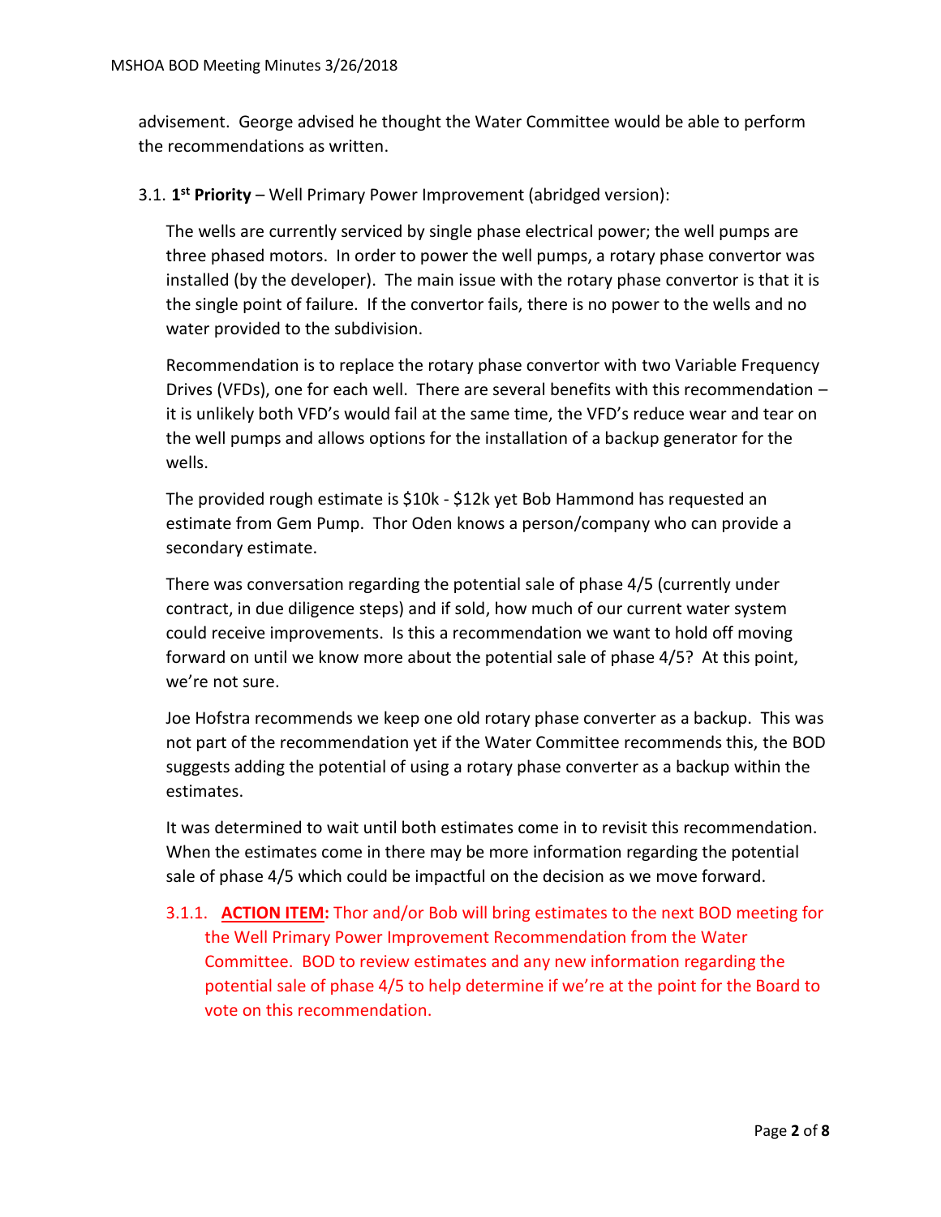advisement. George advised he thought the Water Committee would be able to perform the recommendations as written.

3.1. **1st Priority** – Well Primary Power Improvement (abridged version):

The wells are currently serviced by single phase electrical power; the well pumps are three phased motors. In order to power the well pumps, a rotary phase convertor was installed (by the developer). The main issue with the rotary phase convertor is that it is the single point of failure. If the convertor fails, there is no power to the wells and no water provided to the subdivision.

Recommendation is to replace the rotary phase convertor with two Variable Frequency Drives (VFDs), one for each well. There are several benefits with this recommendation – it is unlikely both VFD's would fail at the same time, the VFD's reduce wear and tear on the well pumps and allows options for the installation of a backup generator for the wells.

The provided rough estimate is $10k - $12k yet Bob Hammond has requested an estimate from Gem Pump. Thor Oden knows a person/company who can provide a secondary estimate.

There was conversation regarding the potential sale of phase 4/5 (currently under contract, in due diligence steps) and if sold, how much of our current water system could receive improvements. Is this a recommendation we want to hold off moving forward on until we know more about the potential sale of phase 4/5? At this point, we're not sure.

Joe Hofstra recommends we keep one old rotary phase converter as a backup. This was not part of the recommendation yet if the Water Committee recommends this, the BOD suggests adding the potential of using a rotary phase converter as a backup within the estimates.

It was determined to wait until both estimates come in to revisit this recommendation. When the estimates come in there may be more information regarding the potential sale of phase 4/5 which could be impactful on the decision as we move forward.

3.1.1. **ACTION ITEM:** Thor and/or Bob will bring estimates to the next BOD meeting for the Well Primary Power Improvement Recommendation from the Water Committee. BOD to review estimates and any new information regarding the potential sale of phase 4/5 to help determine if we're at the point for the Board to vote on this recommendation.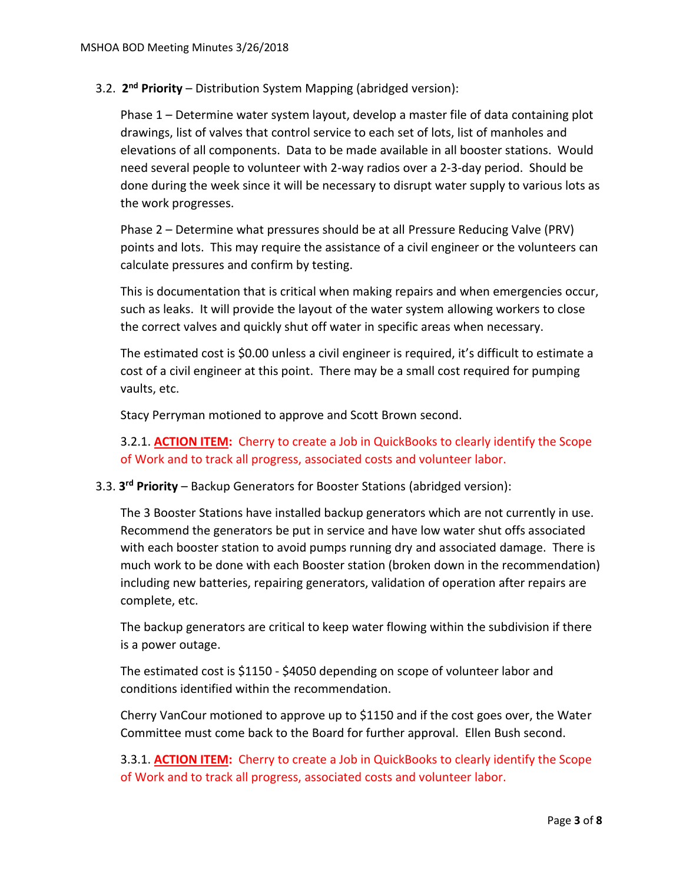3.2. **2nd Priority** – Distribution System Mapping (abridged version):

Phase 1 – Determine water system layout, develop a master file of data containing plot drawings, list of valves that control service to each set of lots, list of manholes and elevations of all components. Data to be made available in all booster stations. Would need several people to volunteer with 2-way radios over a 2-3-day period. Should be done during the week since it will be necessary to disrupt water supply to various lots as the work progresses.

Phase 2 – Determine what pressures should be at all Pressure Reducing Valve (PRV) points and lots. This may require the assistance of a civil engineer or the volunteers can calculate pressures and confirm by testing.

This is documentation that is critical when making repairs and when emergencies occur, such as leaks. It will provide the layout of the water system allowing workers to close the correct valves and quickly shut off water in specific areas when necessary.

The estimated cost is $0.00 unless a civil engineer is required, it's difficult to estimate a cost of a civil engineer at this point. There may be a small cost required for pumping vaults, etc.

Stacy Perryman motioned to approve and Scott Brown second.

3.2.1. **ACTION ITEM:** Cherry to create a Job in QuickBooks to clearly identify the Scope of Work and to track all progress, associated costs and volunteer labor.

3.3. **3rd Priority** – Backup Generators for Booster Stations (abridged version):

The 3 Booster Stations have installed backup generators which are not currently in use. Recommend the generators be put in service and have low water shut offs associated with each booster station to avoid pumps running dry and associated damage. There is much work to be done with each Booster station (broken down in the recommendation) including new batteries, repairing generators, validation of operation after repairs are complete, etc.

The backup generators are critical to keep water flowing within the subdivision if there is a power outage.

The estimated cost is $1150 - $4050 depending on scope of volunteer labor and conditions identified within the recommendation.

Cherry VanCour motioned to approve up to $1150 and if the cost goes over, the Water Committee must come back to the Board for further approval. Ellen Bush second.

3.3.1. **ACTION ITEM:** Cherry to create a Job in QuickBooks to clearly identify the Scope of Work and to track all progress, associated costs and volunteer labor.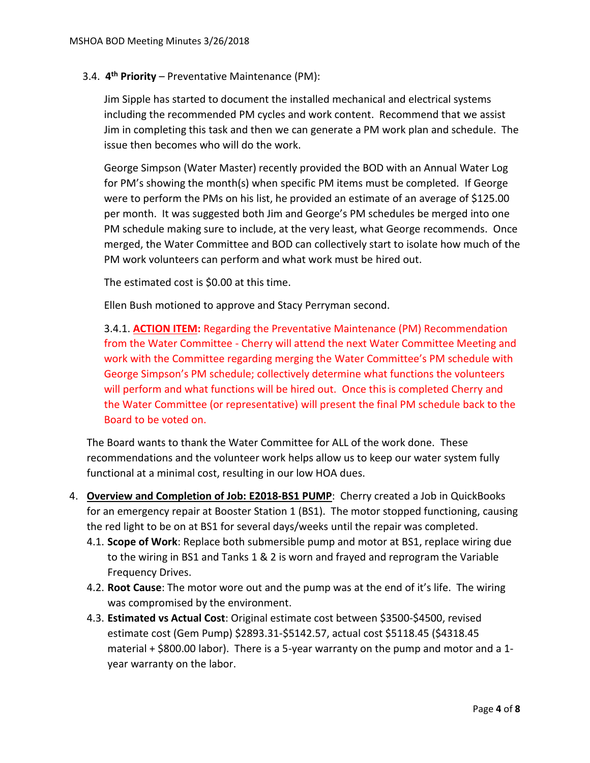3.4. **4th Priority** – Preventative Maintenance (PM):

Jim Sipple has started to document the installed mechanical and electrical systems including the recommended PM cycles and work content. Recommend that we assist Jim in completing this task and then we can generate a PM work plan and schedule. The issue then becomes who will do the work.

George Simpson (Water Master) recently provided the BOD with an Annual Water Log for PM's showing the month(s) when specific PM items must be completed. If George were to perform the PMs on his list, he provided an estimate of an average of $125.00 per month. It was suggested both Jim and George's PM schedules be merged into one PM schedule making sure to include, at the very least, what George recommends. Once merged, the Water Committee and BOD can collectively start to isolate how much of the PM work volunteers can perform and what work must be hired out.

The estimated cost is $0.00 at this time.

Ellen Bush motioned to approve and Stacy Perryman second.

3.4.1. **ACTION ITEM:** Regarding the Preventative Maintenance (PM) Recommendation from the Water Committee - Cherry will attend the next Water Committee Meeting and work with the Committee regarding merging the Water Committee's PM schedule with George Simpson's PM schedule; collectively determine what functions the volunteers will perform and what functions will be hired out. Once this is completed Cherry and the Water Committee (or representative) will present the final PM schedule back to the Board to be voted on.

The Board wants to thank the Water Committee for ALL of the work done. These recommendations and the volunteer work helps allow us to keep our water system fully functional at a minimal cost, resulting in our low HOA dues.

4. **Overview and Completion of Job: E2018-BS1 PUMP**: Cherry created a Job in QuickBooks for an emergency repair at Booster Station 1 (BS1). The motor stopped functioning, causing the red light to be on at BS1 for several days/weeks until the repair was completed.
   4.1. **Scope of Work**: Replace both submersible pump and motor at BS1, replace wiring due to the wiring in BS1 and Tanks 1 & 2 is worn and frayed and reprogram the Variable Frequency Drives.
   4.2. **Root Cause**: The motor wore out and the pump was at the end of it's life. The wiring was compromised by the environment.
   4.3. **Estimated vs Actual Cost**: Original estimate cost between $3500-$4500, revised estimate cost (Gem Pump) $2893.31-$5142.57, actual cost $5118.45 ($4318.45 material + $800.00 labor). There is a 5-year warranty on the pump and motor and a 1-year warranty on the labor.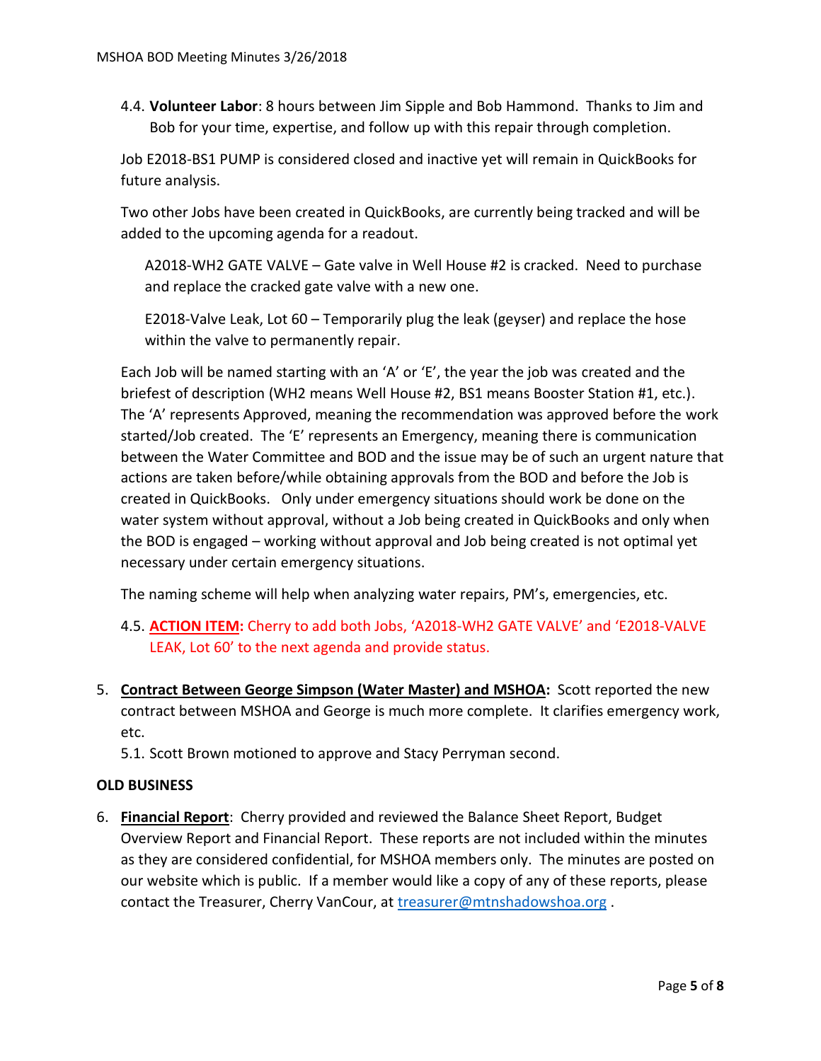4.4. **Volunteer Labor**: 8 hours between Jim Sipple and Bob Hammond. Thanks to Jim and Bob for your time, expertise, and follow up with this repair through completion.

Job E2018-BS1 PUMP is considered closed and inactive yet will remain in QuickBooks for future analysis.

Two other Jobs have been created in QuickBooks, are currently being tracked and will be added to the upcoming agenda for a readout.

A2018-WH2 GATE VALVE – Gate valve in Well House #2 is cracked. Need to purchase and replace the cracked gate valve with a new one.

E2018-Valve Leak, Lot 60 – Temporarily plug the leak (geyser) and replace the hose within the valve to permanently repair.

Each Job will be named starting with an 'A' or 'E', the year the job was created and the briefest of description (WH2 means Well House #2, BS1 means Booster Station #1, etc.). The 'A' represents Approved, meaning the recommendation was approved before the work started/Job created. The 'E' represents an Emergency, meaning there is communication between the Water Committee and BOD and the issue may be of such an urgent nature that actions are taken before/while obtaining approvals from the BOD and before the Job is created in QuickBooks. Only under emergency situations should work be done on the water system without approval, without a Job being created in QuickBooks and only when the BOD is engaged – working without approval and Job being created is not optimal yet necessary under certain emergency situations.

The naming scheme will help when analyzing water repairs, PM's, emergencies, etc.

4.5. **ACTION ITEM:** Cherry to add both Jobs, 'A2018-WH2 GATE VALVE' and 'E2018-VALVE LEAK, Lot 60' to the next agenda and provide status.

5. **Contract Between George Simpson (Water Master) and MSHOA:** Scott reported the new contract between MSHOA and George is much more complete. It clarifies emergency work, etc.

   5.1. Scott Brown motioned to approve and Stacy Perryman second.

**OLD BUSINESS**

6. **Financial Report**: Cherry provided and reviewed the Balance Sheet Report, Budget Overview Report and Financial Report. These reports are not included within the minutes as they are considered confidential, for MSHOA members only. The minutes are posted on our website which is public. If a member would like a copy of any of these reports, please contact the Treasurer, Cherry VanCour, at treasurer@mtnshadowshoa.org .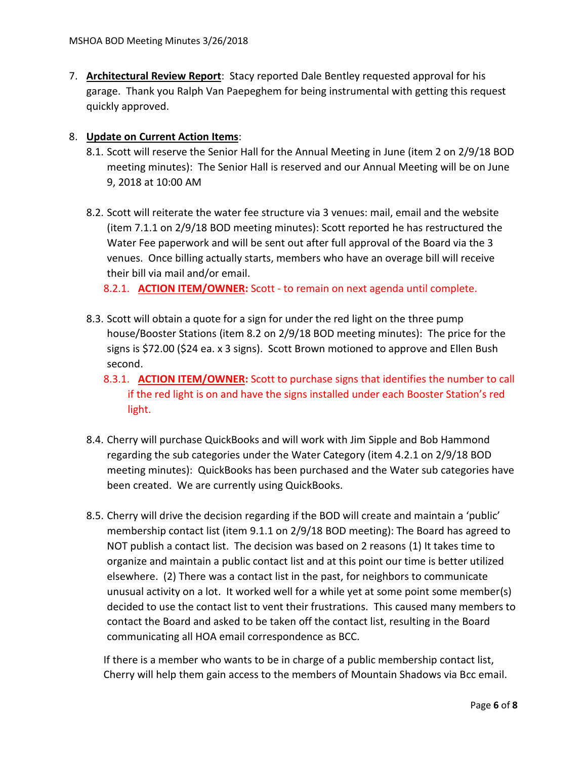7. **Architectural Review Report**: Stacy reported Dale Bentley requested approval for his garage. Thank you Ralph Van Paepeghem for being instrumental with getting this request quickly approved.

8. **Update on Current Action Items**:
   - 8.1. Scott will reserve the Senior Hall for the Annual Meeting in June (item 2 on 2/9/18 BOD meeting minutes): The Senior Hall is reserved and our Annual Meeting will be on June 9, 2018 at 10:00 AM
   - 8.2. Scott will reiterate the water fee structure via 3 venues: mail, email and the website (item 7.1.1 on 2/9/18 BOD meeting minutes): Scott reported he has restructured the Water Fee paperwork and will be sent out after full approval of the Board via the 3 venues. Once billing actually starts, members who have an overage bill will receive their bill via mail and/or email.
     - 8.2.1. **ACTION ITEM/OWNER:** Scott - to remain on next agenda until complete.
   - 8.3. Scott will obtain a quote for a sign for under the red light on the three pump house/Booster Stations (item 8.2 on 2/9/18 BOD meeting minutes): The price for the signs is $72.00 ($24 ea. x 3 signs). Scott Brown motioned to approve and Ellen Bush second.
     - 8.3.1. **ACTION ITEM/OWNER:** Scott to purchase signs that identifies the number to call if the red light is on and have the signs installed under each Booster Station's red light.
   - 8.4. Cherry will purchase QuickBooks and will work with Jim Sipple and Bob Hammond regarding the sub categories under the Water Category (item 4.2.1 on 2/9/18 BOD meeting minutes): QuickBooks has been purchased and the Water sub categories have been created. We are currently using QuickBooks.
   - 8.5. Cherry will drive the decision regarding if the BOD will create and maintain a 'public' membership contact list (item 9.1.1 on 2/9/18 BOD meeting): The Board has agreed to NOT publish a contact list. The decision was based on 2 reasons (1) It takes time to organize and maintain a public contact list and at this point our time is better utilized elsewhere. (2) There was a contact list in the past, for neighbors to communicate unusual activity on a lot. It worked well for a while yet at some point some member(s) decided to use the contact list to vent their frustrations. This caused many members to contact the Board and asked to be taken off the contact list, resulting in the Board communicating all HOA email correspondence as BCC.

     If there is a member who wants to be in charge of a public membership contact list, Cherry will help them gain access to the members of Mountain Shadows via Bcc email.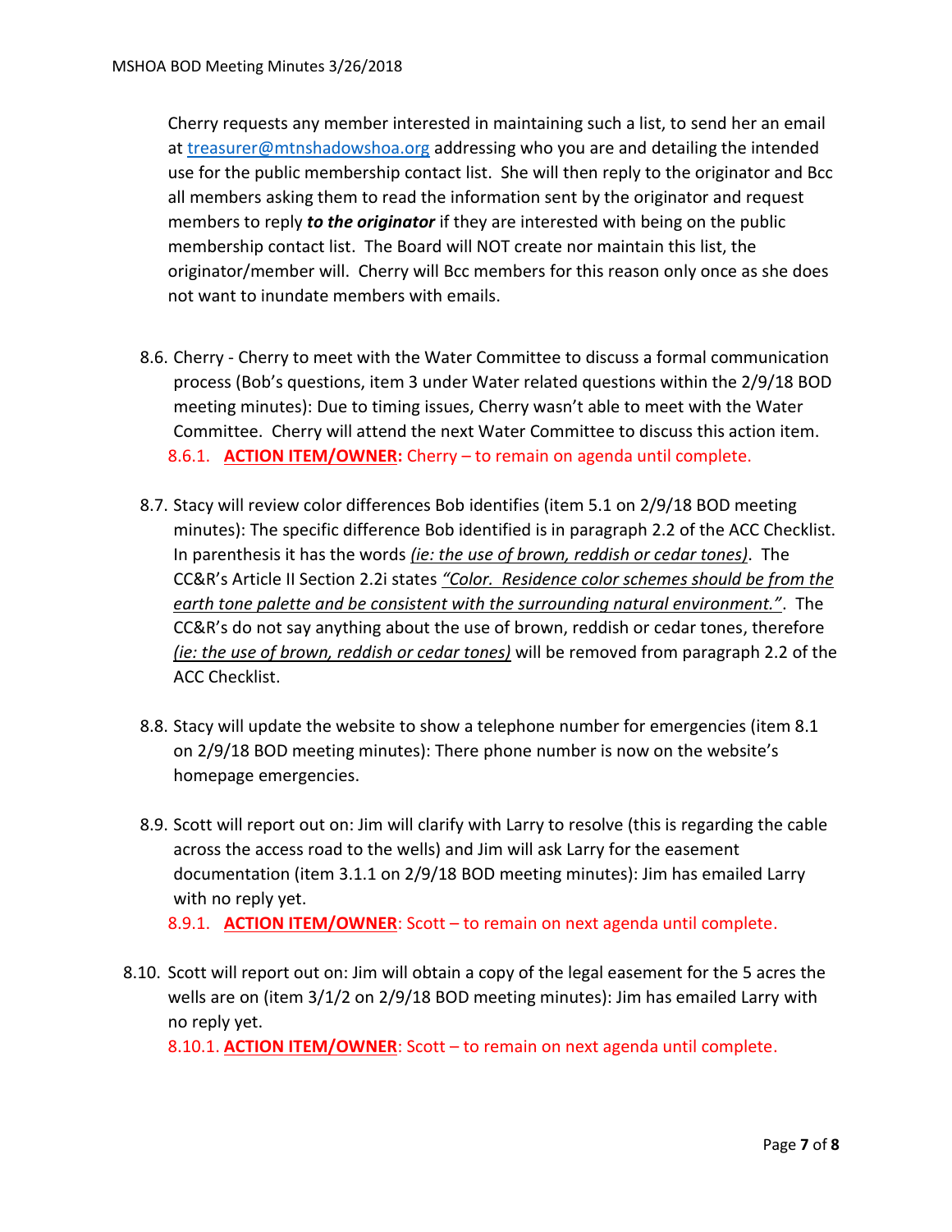Cherry requests any member interested in maintaining such a list, to send her an email at [treasurer@mtnshadowshoa.org](mailto:treasurer@mtnshadowshoa.org) addressing who you are and detailing the intended use for the public membership contact list. She will then reply to the originator and Bcc all members asking them to read the information sent by the originator and request members to reply ***to the originator*** if they are interested with being on the public membership contact list. The Board will NOT create nor maintain this list, the originator/member will. Cherry will Bcc members for this reason only once as she does not want to inundate members with emails.

8.6. Cherry - Cherry to meet with the Water Committee to discuss a formal communication process (Bob's questions, item 3 under Water related questions within the 2/9/18 BOD meeting minutes): Due to timing issues, Cherry wasn't able to meet with the Water Committee. Cherry will attend the next Water Committee to discuss this action item.

8.6.1. **ACTION ITEM/OWNER:** Cherry – to remain on agenda until complete.

8.7. Stacy will review color differences Bob identifies (item 5.1 on 2/9/18 BOD meeting minutes): The specific difference Bob identified is in paragraph 2.2 of the ACC Checklist. In parenthesis it has the words *(ie: the use of brown, reddish or cedar tones)*. The CC&R's Article II Section 2.2i states *"Color. Residence color schemes should be from the earth tone palette and be consistent with the surrounding natural environment."*. The CC&R's do not say anything about the use of brown, reddish or cedar tones, therefore *(ie: the use of brown, reddish or cedar tones)* will be removed from paragraph 2.2 of the ACC Checklist.

8.8. Stacy will update the website to show a telephone number for emergencies (item 8.1 on 2/9/18 BOD meeting minutes): There phone number is now on the website's homepage emergencies.

8.9. Scott will report out on: Jim will clarify with Larry to resolve (this is regarding the cable across the access road to the wells) and Jim will ask Larry for the easement documentation (item 3.1.1 on 2/9/18 BOD meeting minutes): Jim has emailed Larry with no reply yet.

8.9.1. **ACTION ITEM/OWNER**: Scott – to remain on next agenda until complete.

8.10. Scott will report out on: Jim will obtain a copy of the legal easement for the 5 acres the wells are on (item 3/1/2 on 2/9/18 BOD meeting minutes): Jim has emailed Larry with no reply yet.

8.10.1. **ACTION ITEM/OWNER**: Scott – to remain on next agenda until complete.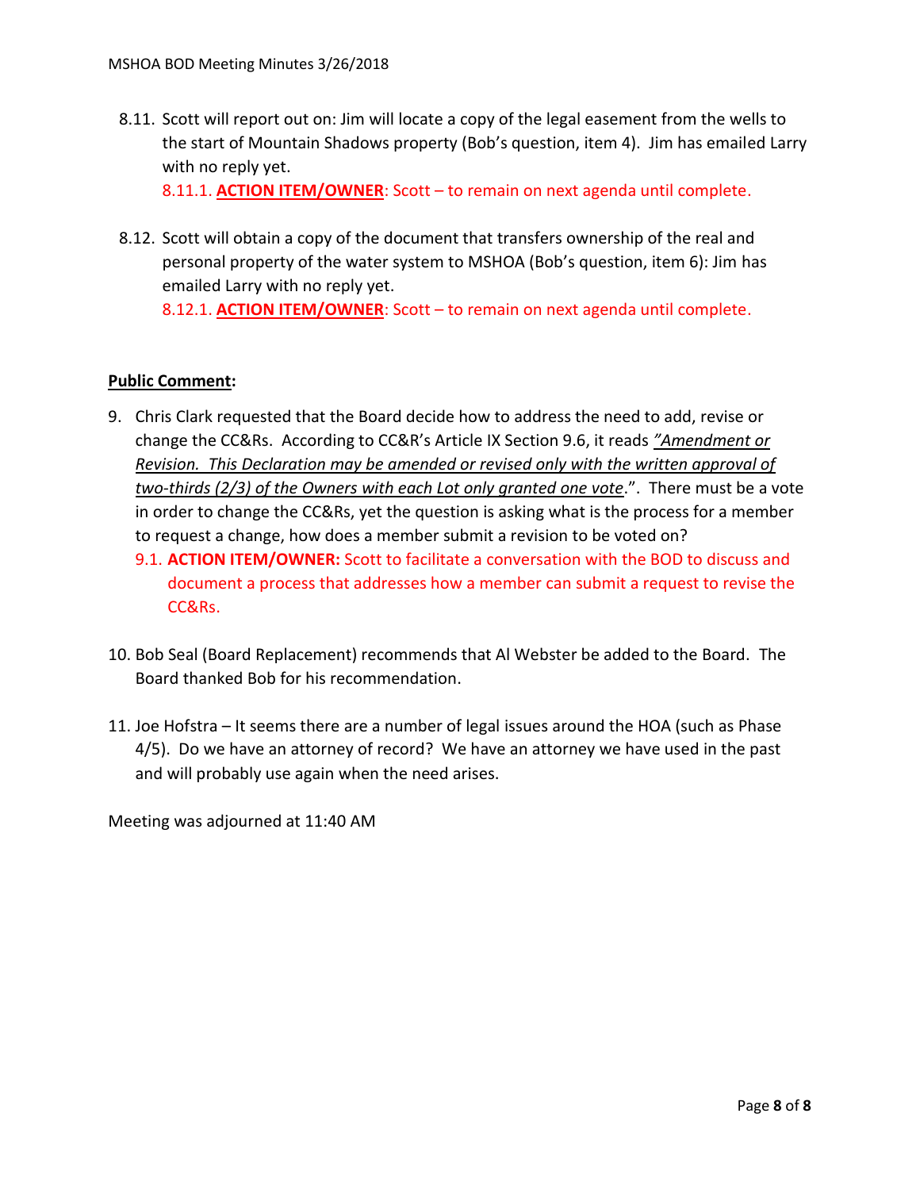8.11. Scott will report out on: Jim will locate a copy of the legal easement from the wells to the start of Mountain Shadows property (Bob's question, item 4). Jim has emailed Larry with no reply yet.

   8.11.1. **ACTION ITEM/OWNER**: Scott – to remain on next agenda until complete.

8.12. Scott will obtain a copy of the document that transfers ownership of the real and personal property of the water system to MSHOA (Bob's question, item 6): Jim has emailed Larry with no reply yet.

   8.12.1. **ACTION ITEM/OWNER**: Scott – to remain on next agenda until complete.

**Public Comment:**

9. Chris Clark requested that the Board decide how to address the need to add, revise or change the CC&Rs. According to CC&R's Article IX Section 9.6, it reads *"Amendment or Revision. This Declaration may be amended or revised only with the written approval of two-thirds (2/3) of the Owners with each Lot only granted one vote*.". There must be a vote in order to change the CC&Rs, yet the question is asking what is the process for a member to request a change, how does a member submit a revision to be voted on?

   9.1. **ACTION ITEM/OWNER:** Scott to facilitate a conversation with the BOD to discuss and document a process that addresses how a member can submit a request to revise the CC&Rs.

10. Bob Seal (Board Replacement) recommends that Al Webster be added to the Board. The Board thanked Bob for his recommendation.

11. Joe Hofstra – It seems there are a number of legal issues around the HOA (such as Phase 4/5). Do we have an attorney of record? We have an attorney we have used in the past and will probably use again when the need arises.

Meeting was adjourned at 11:40 AM